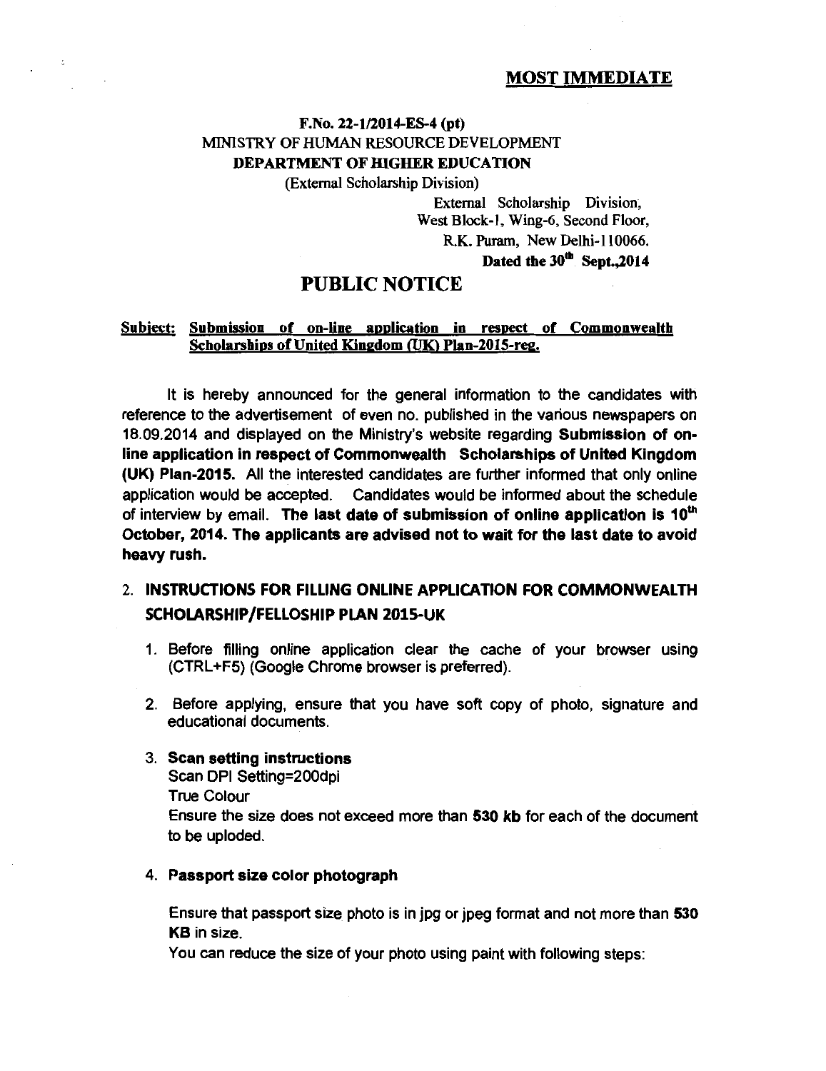**MOST IMMEDIATE**

**F.No. 22-1/2014-ES-4 (pt)**
MINISTRY OF HUMAN RESOURCE DEVELOPMENT
**DEPARTMENT OF HIGHER EDUCATION**
(External Scholarship Division)

External Scholarship Division,
West Block-1, Wing-6, Second Floor,
R.K. Puram, New Delhi-110066.
**Dated the 30th Sept.,2014**

# PUBLIC NOTICE

**Subject: Submission of on-line application in respect of Commonwealth Scholarships of United Kingdom (UK) Plan-2015-reg.**

It is hereby announced for the general information to the candidates with reference to the advertisement of even no. published in the various newspapers on 18.09.2014 and displayed on the Ministry's website regarding **Submission of on-line application in respect of Commonwealth Scholarships of United Kingdom (UK) Plan-2015.** All the interested candidates are further informed that only online application would be accepted. Candidates would be informed about the schedule of interview by email. **The last date of submission of online application is 10th October, 2014. The applicants are advised not to wait for the last date to avoid heavy rush.**

## 2. INSTRUCTIONS FOR FILLING ONLINE APPLICATION FOR COMMONWEALTH SCHOLARSHIP/FELLOSHIP PLAN 2015-UK

1. Before filling online application clear the cache of your browser using (CTRL+F5) (Google Chrome browser is preferred).

2. Before applying, ensure that you have soft copy of photo, signature and educational documents.

3. **Scan setting instructions**
   Scan DPI Setting=200dpi
   True Colour
   Ensure the size does not exceed more than **530 kb** for each of the document to be uploded.

4. **Passport size color photograph**

   Ensure that passport size photo is in jpg or jpeg format and not more than **530 KB** in size.
   You can reduce the size of your photo using paint with following steps: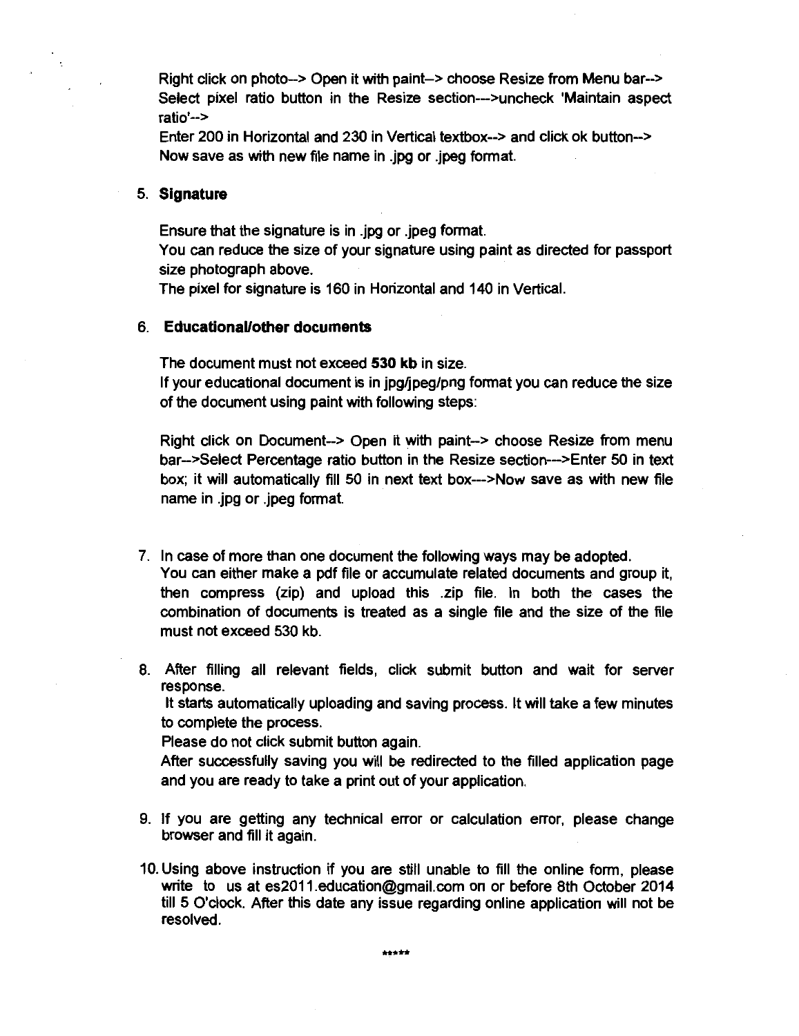Right click on photo--> Open it with paint--> choose Resize from Menu bar--> Select pixel ratio button in the Resize section--->uncheck 'Maintain aspect ratio'-->
Enter 200 in Horizontal and 230 in Vertical textbox--> and click ok button--> Now save as with new file name in .jpg or .jpeg format.

5. **Signature**

   Ensure that the signature is in .jpg or .jpeg format.
   You can reduce the size of your signature using paint as directed for passport size photograph above.
   The pixel for signature is 160 in Horizontal and 140 in Vertical.

6. **Educational/other documents**

   The document must not exceed **530 kb** in size.
   If your educational document is in jpg/jpeg/png format you can reduce the size of the document using paint with following steps:

   Right click on Document--> Open it with paint--> choose Resize from menu bar-->Select Percentage ratio button in the Resize section--->Enter 50 in text box; it will automatically fill 50 in next text box--->Now save as with new file name in .jpg or .jpeg format.

7. In case of more than one document the following ways may be adopted.
   You can either make a pdf file or accumulate related documents and group it, then compress (zip) and upload this .zip file. In both the cases the combination of documents is treated as a single file and the size of the file must not exceed 530 kb.

8. After filling all relevant fields, click submit button and wait for server response.
   It starts automatically uploading and saving process. It will take a few minutes to complete the process.
   Please do not click submit button again.
   After successfully saving you will be redirected to the filled application page and you are ready to take a print out of your application.

9. If you are getting any technical error or calculation error, please change browser and fill it again.

10. Using above instruction if you are still unable to fill the online form, please write to us at es2011.education@gmail.com on or before 8th October 2014 till 5 O'clock. After this date any issue regarding online application will not be resolved.

*****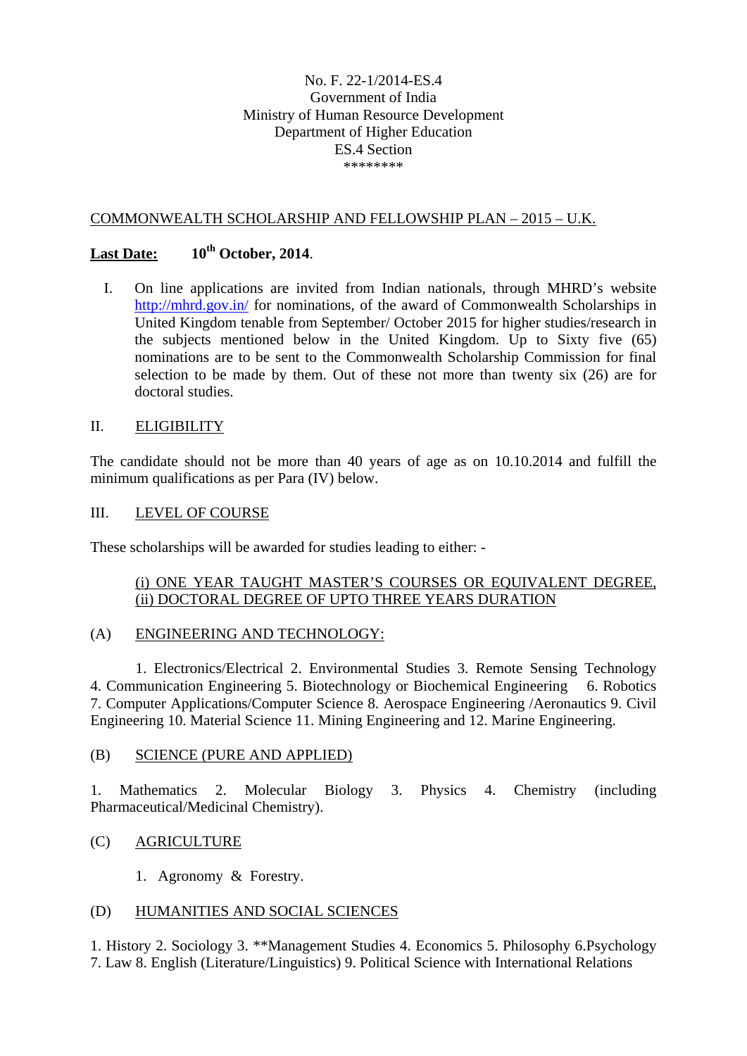No. F. 22-1/2014-ES.4
Government of India
Ministry of Human Resource Development
Department of Higher Education
ES.4 Section
********

COMMONWEALTH SCHOLARSHIP AND FELLOWSHIP PLAN – 2015 – U.K.

**Last Date: 10th October, 2014**.

I. On line applications are invited from Indian nationals, through MHRD's website http://mhrd.gov.in/ for nominations, of the award of Commonwealth Scholarships in United Kingdom tenable from September/ October 2015 for higher studies/research in the subjects mentioned below in the United Kingdom. Up to Sixty five (65) nominations are to be sent to the Commonwealth Scholarship Commission for final selection to be made by them. Out of these not more than twenty six (26) are for doctoral studies.

II. ELIGIBILITY

The candidate should not be more than 40 years of age as on 10.10.2014 and fulfill the minimum qualifications as per Para (IV) below.

III. LEVEL OF COURSE

These scholarships will be awarded for studies leading to either: -

(i) ONE YEAR TAUGHT MASTER'S COURSES OR EQUIVALENT DEGREE,
(ii) DOCTORAL DEGREE OF UPTO THREE YEARS DURATION

(A) ENGINEERING AND TECHNOLOGY:

1. Electronics/Electrical 2. Environmental Studies 3. Remote Sensing Technology 4. Communication Engineering 5. Biotechnology or Biochemical Engineering 6. Robotics 7. Computer Applications/Computer Science 8. Aerospace Engineering /Aeronautics 9. Civil Engineering 10. Material Science 11. Mining Engineering and 12. Marine Engineering.

(B) SCIENCE (PURE AND APPLIED)

1. Mathematics 2. Molecular Biology 3. Physics 4. Chemistry (including Pharmaceutical/Medicinal Chemistry).

(C) AGRICULTURE

1. Agronomy & Forestry.

(D) HUMANITIES AND SOCIAL SCIENCES

1. History 2. Sociology 3. **Management Studies 4. Economics 5. Philosophy 6.Psychology 7. Law 8. English (Literature/Linguistics) 9. Political Science with International Relations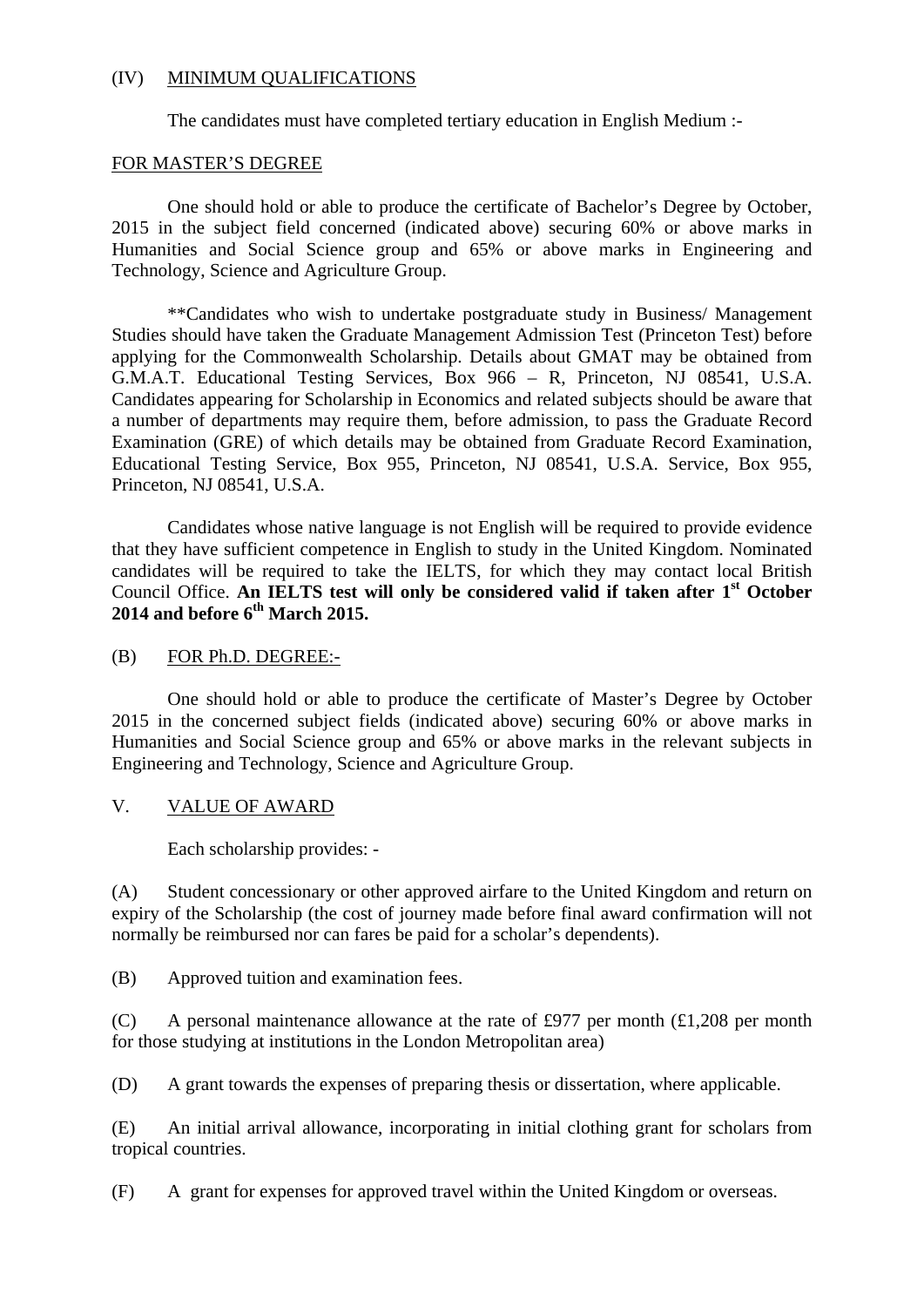(IV) MINIMUM QUALIFICATIONS

The candidates must have completed tertiary education in English Medium :-

FOR MASTER'S DEGREE

One should hold or able to produce the certificate of Bachelor's Degree by October, 2015 in the subject field concerned (indicated above) securing 60% or above marks in Humanities and Social Science group and 65% or above marks in Engineering and Technology, Science and Agriculture Group.

**Candidates who wish to undertake postgraduate study in Business/ Management Studies should have taken the Graduate Management Admission Test (Princeton Test) before applying for the Commonwealth Scholarship. Details about GMAT may be obtained from G.M.A.T. Educational Testing Services, Box 966 – R, Princeton, NJ 08541, U.S.A. Candidates appearing for Scholarship in Economics and related subjects should be aware that a number of departments may require them, before admission, to pass the Graduate Record Examination (GRE) of which details may be obtained from Graduate Record Examination, Educational Testing Service, Box 955, Princeton, NJ 08541, U.S.A. Service, Box 955, Princeton, NJ 08541, U.S.A.

Candidates whose native language is not English will be required to provide evidence that they have sufficient competence in English to study in the United Kingdom. Nominated candidates will be required to take the IELTS, for which they may contact local British Council Office. **An IELTS test will only be considered valid if taken after 1st October 2014 and before 6th March 2015.**

(B) FOR Ph.D. DEGREE:-

One should hold or able to produce the certificate of Master's Degree by October 2015 in the concerned subject fields (indicated above) securing 60% or above marks in Humanities and Social Science group and 65% or above marks in the relevant subjects in Engineering and Technology, Science and Agriculture Group.

V. VALUE OF AWARD

Each scholarship provides: -

(A) Student concessionary or other approved airfare to the United Kingdom and return on expiry of the Scholarship (the cost of journey made before final award confirmation will not normally be reimbursed nor can fares be paid for a scholar's dependents).

(B) Approved tuition and examination fees.

(C) A personal maintenance allowance at the rate of £977 per month (£1,208 per month for those studying at institutions in the London Metropolitan area)

(D) A grant towards the expenses of preparing thesis or dissertation, where applicable.

(E) An initial arrival allowance, incorporating in initial clothing grant for scholars from tropical countries.

(F) A grant for expenses for approved travel within the United Kingdom or overseas.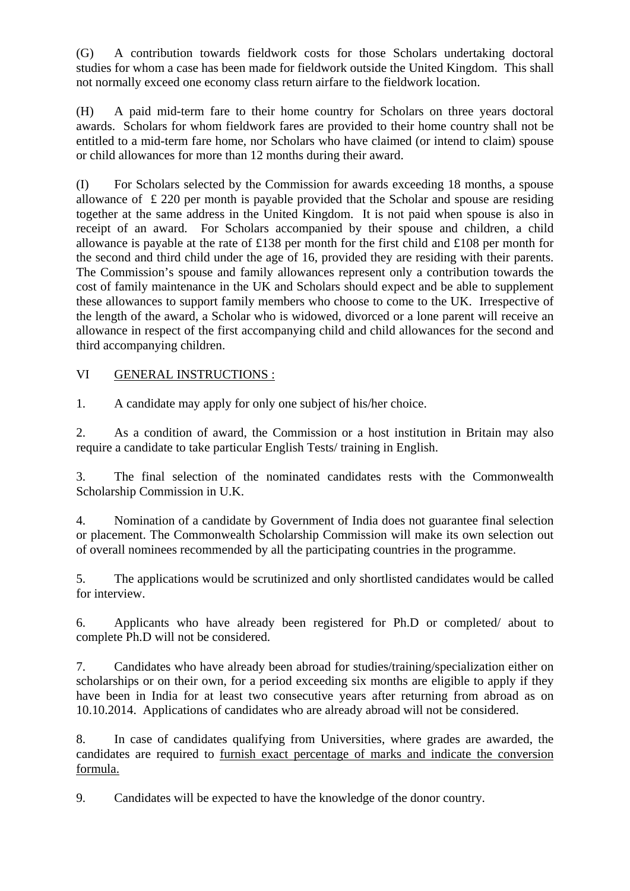(G) A contribution towards fieldwork costs for those Scholars undertaking doctoral studies for whom a case has been made for fieldwork outside the United Kingdom. This shall not normally exceed one economy class return airfare to the fieldwork location.

(H) A paid mid-term fare to their home country for Scholars on three years doctoral awards. Scholars for whom fieldwork fares are provided to their home country shall not be entitled to a mid-term fare home, nor Scholars who have claimed (or intend to claim) spouse or child allowances for more than 12 months during their award.

(I) For Scholars selected by the Commission for awards exceeding 18 months, a spouse allowance of £ 220 per month is payable provided that the Scholar and spouse are residing together at the same address in the United Kingdom. It is not paid when spouse is also in receipt of an award. For Scholars accompanied by their spouse and children, a child allowance is payable at the rate of £138 per month for the first child and £108 per month for the second and third child under the age of 16, provided they are residing with their parents. The Commission's spouse and family allowances represent only a contribution towards the cost of family maintenance in the UK and Scholars should expect and be able to supplement these allowances to support family members who choose to come to the UK. Irrespective of the length of the award, a Scholar who is widowed, divorced or a lone parent will receive an allowance in respect of the first accompanying child and child allowances for the second and third accompanying children.

VI <u>GENERAL INSTRUCTIONS :</u>

1. A candidate may apply for only one subject of his/her choice.

2. As a condition of award, the Commission or a host institution in Britain may also require a candidate to take particular English Tests/ training in English.

3. The final selection of the nominated candidates rests with the Commonwealth Scholarship Commission in U.K.

4. Nomination of a candidate by Government of India does not guarantee final selection or placement. The Commonwealth Scholarship Commission will make its own selection out of overall nominees recommended by all the participating countries in the programme.

5. The applications would be scrutinized and only shortlisted candidates would be called for interview.

6. Applicants who have already been registered for Ph.D or completed/ about to complete Ph.D will not be considered.

7. Candidates who have already been abroad for studies/training/specialization either on scholarships or on their own, for a period exceeding six months are eligible to apply if they have been in India for at least two consecutive years after returning from abroad as on 10.10.2014. Applications of candidates who are already abroad will not be considered.

8. In case of candidates qualifying from Universities, where grades are awarded, the candidates are required to <u>furnish exact percentage of marks and indicate the conversion formula.</u>

9. Candidates will be expected to have the knowledge of the donor country.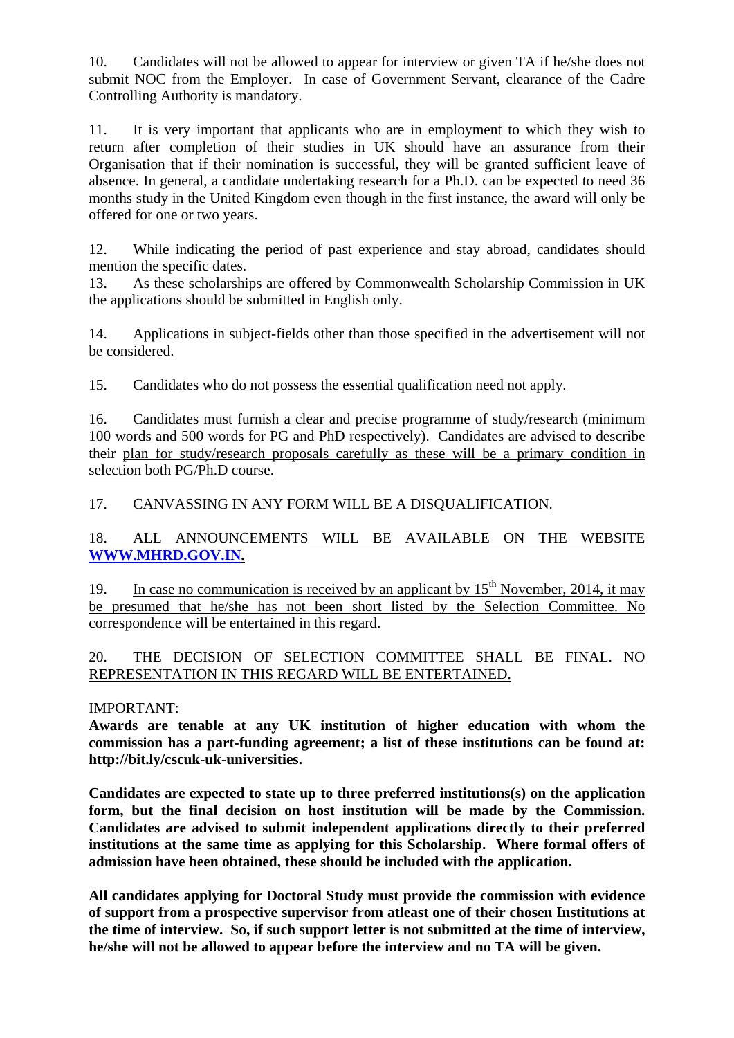10. Candidates will not be allowed to appear for interview or given TA if he/she does not submit NOC from the Employer. In case of Government Servant, clearance of the Cadre Controlling Authority is mandatory.

11. It is very important that applicants who are in employment to which they wish to return after completion of their studies in UK should have an assurance from their Organisation that if their nomination is successful, they will be granted sufficient leave of absence. In general, a candidate undertaking research for a Ph.D. can be expected to need 36 months study in the United Kingdom even though in the first instance, the award will only be offered for one or two years.

12. While indicating the period of past experience and stay abroad, candidates should mention the specific dates.

13. As these scholarships are offered by Commonwealth Scholarship Commission in UK the applications should be submitted in English only.

14. Applications in subject-fields other than those specified in the advertisement will not be considered.

15. Candidates who do not possess the essential qualification need not apply.

16. Candidates must furnish a clear and precise programme of study/research (minimum 100 words and 500 words for PG and PhD respectively). Candidates are advised to describe their plan for study/research proposals carefully as these will be a primary condition in selection both PG/Ph.D course.

17. CANVASSING IN ANY FORM WILL BE A DISQUALIFICATION.

18. ALL ANNOUNCEMENTS WILL BE AVAILABLE ON THE WEBSITE **WWW.MHRD.GOV.IN.**

19. In case no communication is received by an applicant by 15th November, 2014, it may be presumed that he/she has not been short listed by the Selection Committee. No correspondence will be entertained in this regard.

20. THE DECISION OF SELECTION COMMITTEE SHALL BE FINAL. NO REPRESENTATION IN THIS REGARD WILL BE ENTERTAINED.

IMPORTANT:

**Awards are tenable at any UK institution of higher education with whom the commission has a part-funding agreement; a list of these institutions can be found at: http://bit.ly/cscuk-uk-universities.**

**Candidates are expected to state up to three preferred institutions(s) on the application form, but the final decision on host institution will be made by the Commission. Candidates are advised to submit independent applications directly to their preferred institutions at the same time as applying for this Scholarship. Where formal offers of admission have been obtained, these should be included with the application.**

**All candidates applying for Doctoral Study must provide the commission with evidence of support from a prospective supervisor from atleast one of their chosen Institutions at the time of interview. So, if such support letter is not submitted at the time of interview, he/she will not be allowed to appear before the interview and no TA will be given.**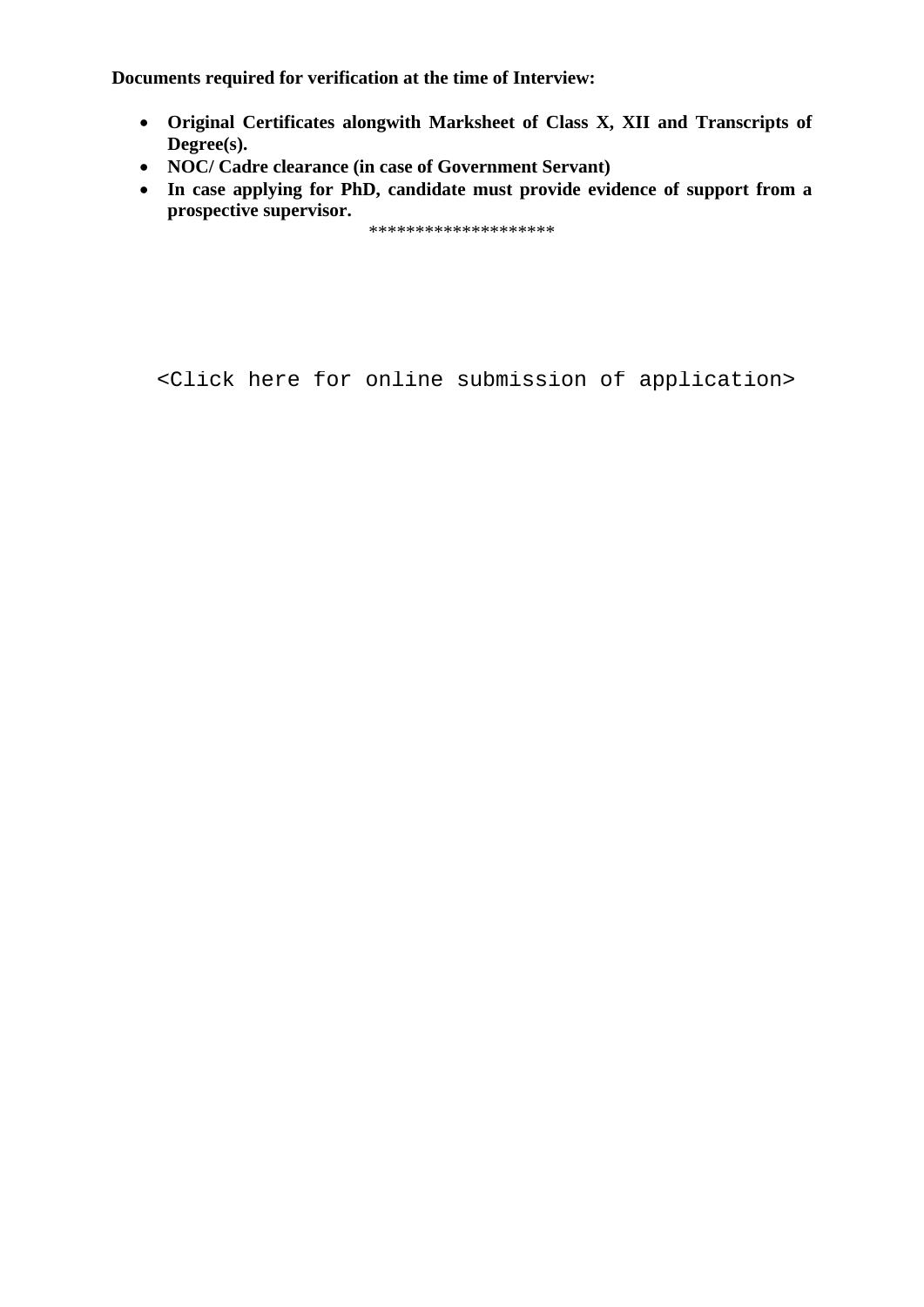**Documents required for verification at the time of Interview:**

- **Original Certificates alongwith Marksheet of Class X, XII and Transcripts of Degree(s).**
- **NOC/ Cadre clearance (in case of Government Servant)**
- **In case applying for PhD, candidate must provide evidence of support from a prospective supervisor.**

*******************

<Click here for online submission of application>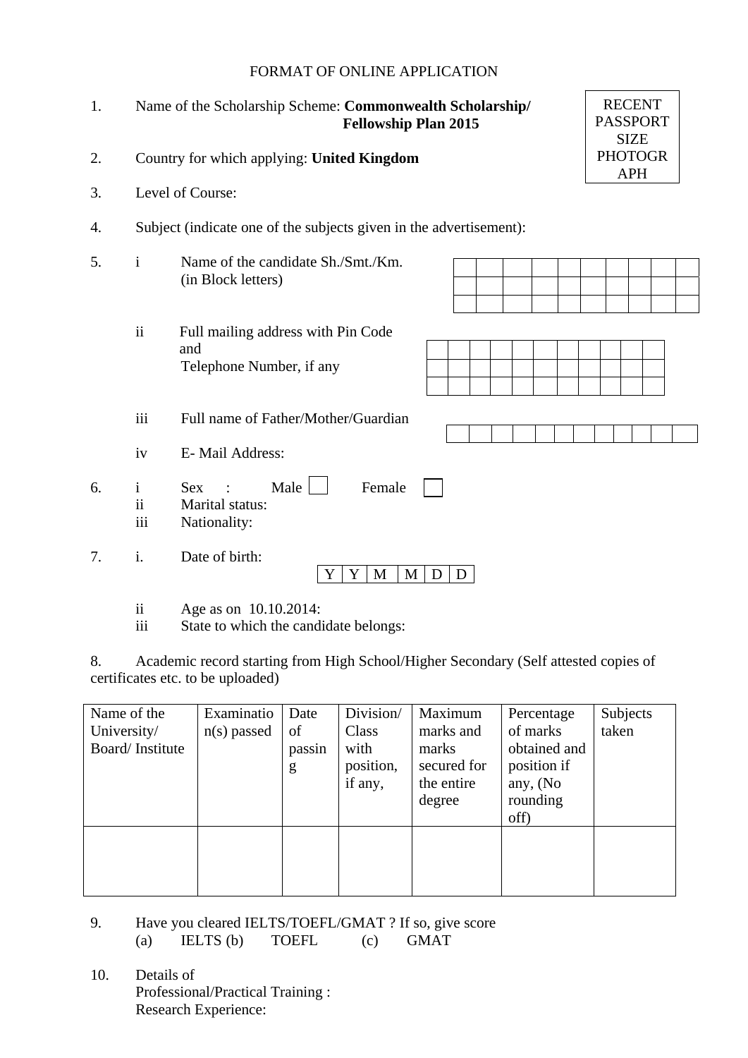FORMAT OF ONLINE APPLICATION

| RECENT PASSPORT SIZE PHOTOGRAPH |
|---|

1. Name of the Scholarship Scheme: **Commonwealth Scholarship/ Fellowship Plan 2015**

2. Country for which applying: **United Kingdom**

3. Level of Course:

4. Subject (indicate one of the subjects given in the advertisement):

5. i Name of the candidate Sh./Smt./Km. (in Block letters)

   ii Full mailing address with Pin Code and Telephone Number, if any

   iii Full name of Father/Mother/Guardian

   iv E- Mail Address:

6. i Sex : Male ☐ Female ☐

   ii Marital status:

   iii Nationality:

7. i. Date of birth:

| Y | Y | M | M | D | D |
|---|---|---|---|---|---|

   ii Age as on 10.10.2014:

   iii State to which the candidate belongs:

8. Academic record starting from High School/Higher Secondary (Self attested copies of certificates etc. to be uploaded)

| Name of the University/ Board/ Institute | Examination(s) passed | Date of passing | Division/ Class with position, if any, | Maximum marks and marks secured for the entire degree | Percentage of marks obtained and position if any, (No rounding off) | Subjects taken |
|---|---|---|---|---|---|---|
| | | | | | | |

9. Have you cleared IELTS/TOEFL/GMAT ? If so, give score
   (a) IELTS (b) TOEFL (c) GMAT

10. Details of
    Professional/Practical Training :
    Research Experience: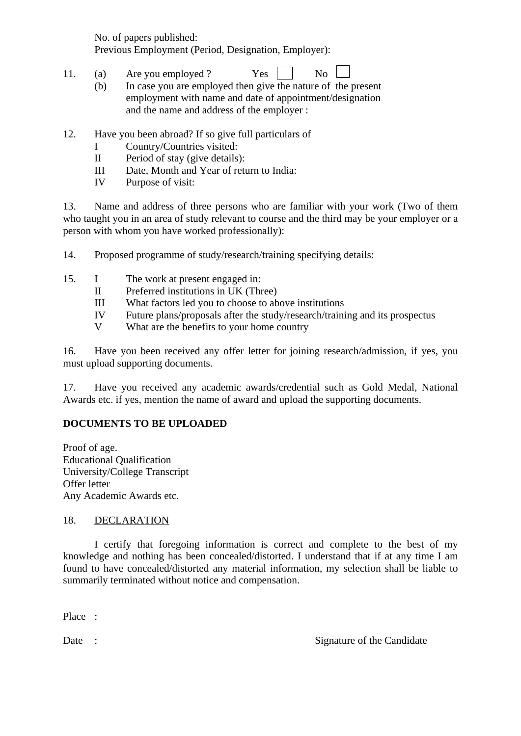No. of papers published:
Previous Employment (Period, Designation, Employer):

11. (a) Are you employed ? Yes ☐ No ☐
    (b) In case you are employed then give the nature of the present employment with name and date of appointment/designation and the name and address of the employer :

12. Have you been abroad? If so give full particulars of
    I Country/Countries visited:
    II Period of stay (give details):
    III Date, Month and Year of return to India:
    IV Purpose of visit:

13. Name and address of three persons who are familiar with your work (Two of them who taught you in an area of study relevant to course and the third may be your employer or a person with whom you have worked professionally):

14. Proposed programme of study/research/training specifying details:

15. I The work at present engaged in:
    II Preferred institutions in UK (Three)
    III What factors led you to choose to above institutions
    IV Future plans/proposals after the study/research/training and its prospectus
    V What are the benefits to your home country

16. Have you been received any offer letter for joining research/admission, if yes, you must upload supporting documents.

17. Have you received any academic awards/credential such as Gold Medal, National Awards etc. if yes, mention the name of award and upload the supporting documents.

**DOCUMENTS TO BE UPLOADED**

Proof of age.
Educational Qualification
University/College Transcript
Offer letter
Any Academic Awards etc.

18. DECLARATION

I certify that foregoing information is correct and complete to the best of my knowledge and nothing has been concealed/distorted. I understand that if at any time I am found to have concealed/distorted any material information, my selection shall be liable to summarily terminated without notice and compensation.

Place :

Date : Signature of the Candidate